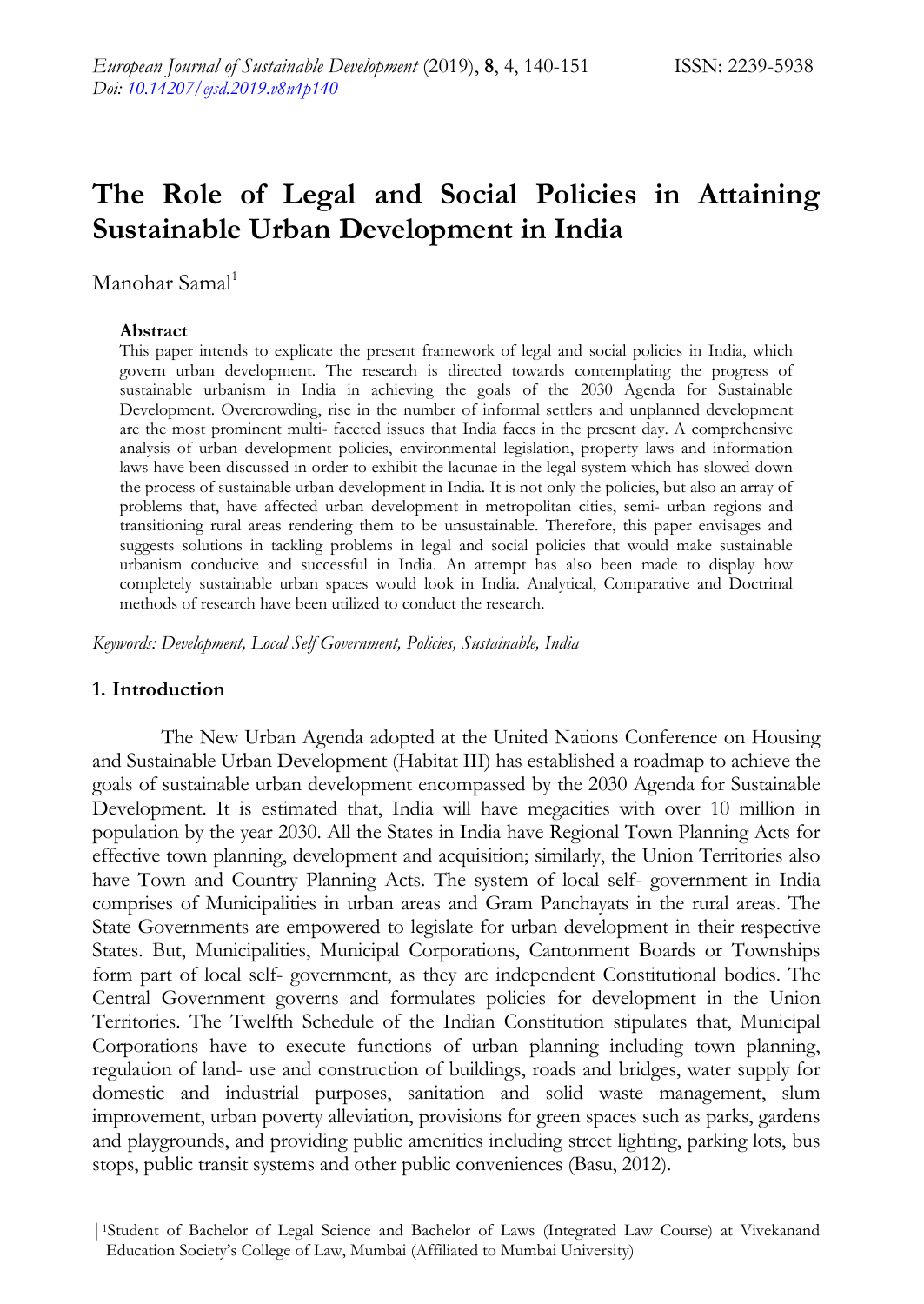# The Role of Legal and Social Policies in Attaining Sustainable Urban Development in India

Manohar Samal[1]

### Abstract

This paper intends to explicate the present framework of legal and social policies in India, which govern urban development. The research is directed towards contemplating the progress of sustainable urbanism in India in achieving the goals of the 2030 Agenda for Sustainable Development. Overcrowding, rise in the number of informal settlers and unplanned development are the most prominent multi- faceted issues that India faces in the present day. A comprehensive analysis of urban development policies, environmental legislation, property laws and information laws have been discussed in order to exhibit the lacunae in the legal system which has slowed down the process of sustainable urban development in India. It is not only the policies, but also an array of problems that, have affected urban development in metropolitan cities, semi- urban regions and transitioning rural areas rendering them to be unsustainable. Therefore, this paper envisages and suggests solutions in tackling problems in legal and social policies that would make sustainable urbanism conducive and successful in India. An attempt has also been made to display how completely sustainable urban spaces would look in India. Analytical, Comparative and Doctrinal methods of research have been utilized to conduct the research.

*Keywords: Development, Local Self Government, Policies, Sustainable, India*

## 1. Introduction

The New Urban Agenda adopted at the United Nations Conference on Housing and Sustainable Urban Development (Habitat III) has established a roadmap to achieve the goals of sustainable urban development encompassed by the 2030 Agenda for Sustainable Development. It is estimated that, India will have megacities with over 10 million in population by the year 2030. All the States in India have Regional Town Planning Acts for effective town planning, development and acquisition; similarly, the Union Territories also have Town and Country Planning Acts. The system of local self- government in India comprises of Municipalities in urban areas and Gram Panchayats in the rural areas. The State Governments are empowered to legislate for urban development in their respective States. But, Municipalities, Municipal Corporations, Cantonment Boards or Townships form part of local self- government, as they are independent Constitutional bodies. The Central Government governs and formulates policies for development in the Union Territories. The Twelfth Schedule of the Indian Constitution stipulates that, Municipal Corporations have to execute functions of urban planning including town planning, regulation of land- use and construction of buildings, roads and bridges, water supply for domestic and industrial purposes, sanitation and solid waste management, slum improvement, urban poverty alleviation, provisions for green spaces such as parks, gardens and playgrounds, and providing public amenities including street lighting, parking lots, bus stops, public transit systems and other public conveniences (Basu, 2012).

[1]Student of Bachelor of Legal Science and Bachelor of Laws (Integrated Law Course) at Vivekanand Education Society's College of Law, Mumbai (Affiliated to Mumbai University)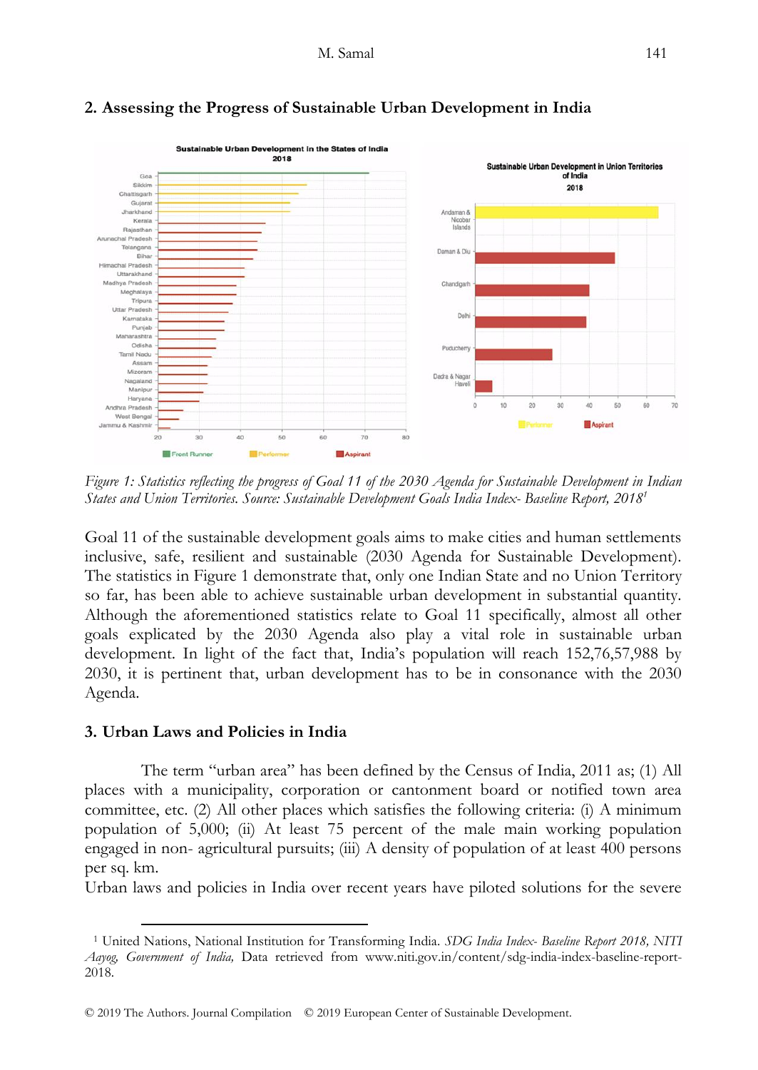## 2. Assessing the Progress of Sustainable Urban Development in India

*Figure 1: Statistics reflecting the progress of Goal 11 of the 2030 Agenda for Sustainable Development in Indian States and Union Territories. Source: Sustainable Development Goals India Index- Baseline Report, 2018*[1]

Goal 11 of the sustainable development goals aims to make cities and human settlements inclusive, safe, resilient and sustainable (2030 Agenda for Sustainable Development). The statistics in Figure 1 demonstrate that, only one Indian State and no Union Territory so far, has been able to achieve sustainable urban development in substantial quantity. Although the aforementioned statistics relate to Goal 11 specifically, almost all other goals explicated by the 2030 Agenda also play a vital role in sustainable urban development. In light of the fact that, India's population will reach 152,76,57,988 by 2030, it is pertinent that, urban development has to be in consonance with the 2030 Agenda.

## 3. Urban Laws and Policies in India

The term "urban area" has been defined by the Census of India, 2011 as; (1) All places with a municipality, corporation or cantonment board or notified town area committee, etc. (2) All other places which satisfies the following criteria: (i) A minimum population of 5,000; (ii) At least 75 percent of the male main working population engaged in non- agricultural pursuits; (iii) A density of population of at least 400 persons per sq. km.

Urban laws and policies in India over recent years have piloted solutions for the severe

---

[1] United Nations, National Institution for Transforming India. *SDG India Index- Baseline Report 2018, NITI Aayog, Government of India,* Data retrieved from www.niti.gov.in/content/sdg-india-index-baseline-report-2018.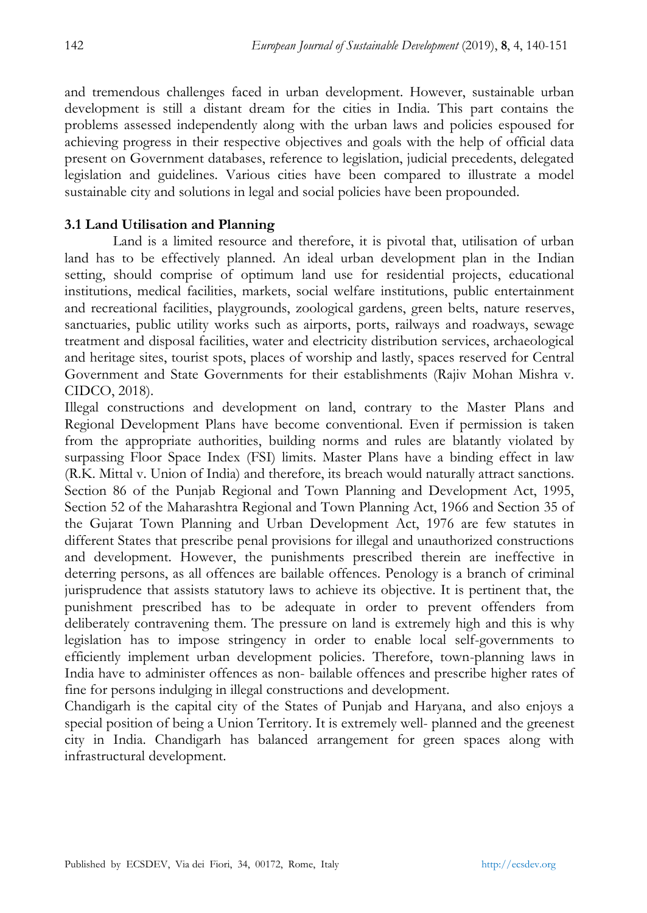and tremendous challenges faced in urban development. However, sustainable urban development is still a distant dream for the cities in India. This part contains the problems assessed independently along with the urban laws and policies espoused for achieving progress in their respective objectives and goals with the help of official data present on Government databases, reference to legislation, judicial precedents, delegated legislation and guidelines. Various cities have been compared to illustrate a model sustainable city and solutions in legal and social policies have been propounded.

### 3.1 Land Utilisation and Planning

Land is a limited resource and therefore, it is pivotal that, utilisation of urban land has to be effectively planned. An ideal urban development plan in the Indian setting, should comprise of optimum land use for residential projects, educational institutions, medical facilities, markets, social welfare institutions, public entertainment and recreational facilities, playgrounds, zoological gardens, green belts, nature reserves, sanctuaries, public utility works such as airports, ports, railways and roadways, sewage treatment and disposal facilities, water and electricity distribution services, archaeological and heritage sites, tourist spots, places of worship and lastly, spaces reserved for Central Government and State Governments for their establishments (Rajiv Mohan Mishra v. CIDCO, 2018).

Illegal constructions and development on land, contrary to the Master Plans and Regional Development Plans have become conventional. Even if permission is taken from the appropriate authorities, building norms and rules are blatantly violated by surpassing Floor Space Index (FSI) limits. Master Plans have a binding effect in law (R.K. Mittal v. Union of India) and therefore, its breach would naturally attract sanctions. Section 86 of the Punjab Regional and Town Planning and Development Act, 1995, Section 52 of the Maharashtra Regional and Town Planning Act, 1966 and Section 35 of the Gujarat Town Planning and Urban Development Act, 1976 are few statutes in different States that prescribe penal provisions for illegal and unauthorized constructions and development. However, the punishments prescribed therein are ineffective in deterring persons, as all offences are bailable offences. Penology is a branch of criminal jurisprudence that assists statutory laws to achieve its objective. It is pertinent that, the punishment prescribed has to be adequate in order to prevent offenders from deliberately contravening them. The pressure on land is extremely high and this is why legislation has to impose stringency in order to enable local self-governments to efficiently implement urban development policies. Therefore, town-planning laws in India have to administer offences as non- bailable offences and prescribe higher rates of fine for persons indulging in illegal constructions and development.

Chandigarh is the capital city of the States of Punjab and Haryana, and also enjoys a special position of being a Union Territory. It is extremely well- planned and the greenest city in India. Chandigarh has balanced arrangement for green spaces along with infrastructural development.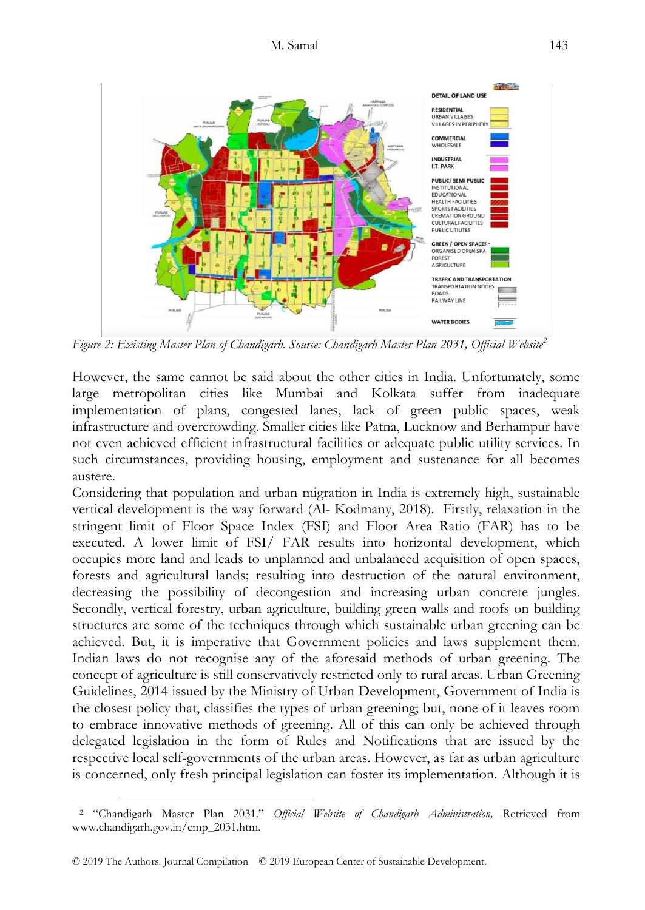*Figure 2: Existing Master Plan of Chandigarh. Source: Chandigarh Master Plan 2031, Official Website*[2]

However, the same cannot be said about the other cities in India. Unfortunately, some large metropolitan cities like Mumbai and Kolkata suffer from inadequate implementation of plans, congested lanes, lack of green public spaces, weak infrastructure and overcrowding. Smaller cities like Patna, Lucknow and Berhampur have not even achieved efficient infrastructural facilities or adequate public utility services. In such circumstances, providing housing, employment and sustenance for all becomes austere.

Considering that population and urban migration in India is extremely high, sustainable vertical development is the way forward (Al- Kodmany, 2018). Firstly, relaxation in the stringent limit of Floor Space Index (FSI) and Floor Area Ratio (FAR) has to be executed. A lower limit of FSI/ FAR results into horizontal development, which occupies more land and leads to unplanned and unbalanced acquisition of open spaces, forests and agricultural lands; resulting into destruction of the natural environment, decreasing the possibility of decongestion and increasing urban concrete jungles. Secondly, vertical forestry, urban agriculture, building green walls and roofs on building structures are some of the techniques through which sustainable urban greening can be achieved. But, it is imperative that Government policies and laws supplement them. Indian laws do not recognise any of the aforesaid methods of urban greening. The concept of agriculture is still conservatively restricted only to rural areas. Urban Greening Guidelines, 2014 issued by the Ministry of Urban Development, Government of India is the closest policy that, classifies the types of urban greening; but, none of it leaves room to embrace innovative methods of greening. All of this can only be achieved through delegated legislation in the form of Rules and Notifications that are issued by the respective local self-governments of the urban areas. However, as far as urban agriculture is concerned, only fresh principal legislation can foster its implementation. Although it is

---

[2] "Chandigarh Master Plan 2031." *Official Website of Chandigarh Administration,* Retrieved from www.chandigarh.gov.in/cmp_2031.htm.

© 2019 The Authors. Journal Compilation © 2019 European Center of Sustainable Development.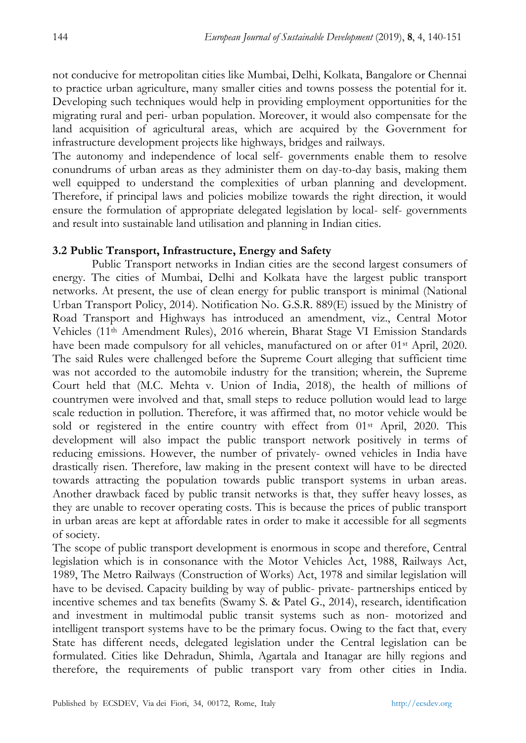not conducive for metropolitan cities like Mumbai, Delhi, Kolkata, Bangalore or Chennai to practice urban agriculture, many smaller cities and towns possess the potential for it. Developing such techniques would help in providing employment opportunities for the migrating rural and peri- urban population. Moreover, it would also compensate for the land acquisition of agricultural areas, which are acquired by the Government for infrastructure development projects like highways, bridges and railways.

The autonomy and independence of local self- governments enable them to resolve conundrums of urban areas as they administer them on day-to-day basis, making them well equipped to understand the complexities of urban planning and development. Therefore, if principal laws and policies mobilize towards the right direction, it would ensure the formulation of appropriate delegated legislation by local- self- governments and result into sustainable land utilisation and planning in Indian cities.

### 3.2 Public Transport, Infrastructure, Energy and Safety

Public Transport networks in Indian cities are the second largest consumers of energy. The cities of Mumbai, Delhi and Kolkata have the largest public transport networks. At present, the use of clean energy for public transport is minimal (National Urban Transport Policy, 2014). Notification No. G.S.R. 889(E) issued by the Ministry of Road Transport and Highways has introduced an amendment, viz., Central Motor Vehicles (11th Amendment Rules), 2016 wherein, Bharat Stage VI Emission Standards have been made compulsory for all vehicles, manufactured on or after 01st April, 2020. The said Rules were challenged before the Supreme Court alleging that sufficient time was not accorded to the automobile industry for the transition; wherein, the Supreme Court held that (M.C. Mehta v. Union of India, 2018), the health of millions of countrymen were involved and that, small steps to reduce pollution would lead to large scale reduction in pollution. Therefore, it was affirmed that, no motor vehicle would be sold or registered in the entire country with effect from 01st April, 2020. This development will also impact the public transport network positively in terms of reducing emissions. However, the number of privately- owned vehicles in India have drastically risen. Therefore, law making in the present context will have to be directed towards attracting the population towards public transport systems in urban areas. Another drawback faced by public transit networks is that, they suffer heavy losses, as they are unable to recover operating costs. This is because the prices of public transport in urban areas are kept at affordable rates in order to make it accessible for all segments of society.

The scope of public transport development is enormous in scope and therefore, Central legislation which is in consonance with the Motor Vehicles Act, 1988, Railways Act, 1989, The Metro Railways (Construction of Works) Act, 1978 and similar legislation will have to be devised. Capacity building by way of public- private- partnerships enticed by incentive schemes and tax benefits (Swamy S. & Patel G., 2014), research, identification and investment in multimodal public transit systems such as non- motorized and intelligent transport systems have to be the primary focus. Owing to the fact that, every State has different needs, delegated legislation under the Central legislation can be formulated. Cities like Dehradun, Shimla, Agartala and Itanagar are hilly regions and therefore, the requirements of public transport vary from other cities in India.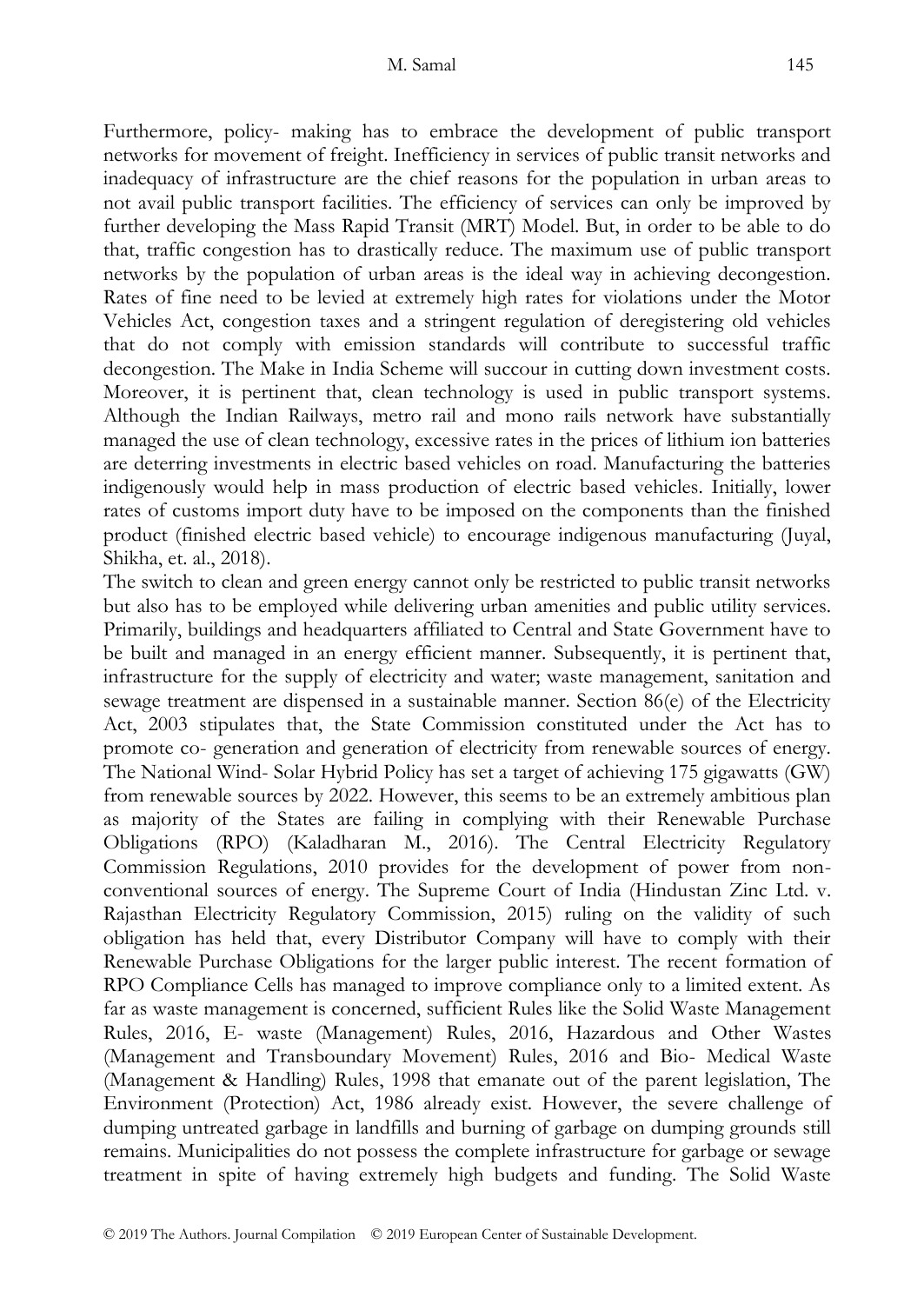Furthermore, policy- making has to embrace the development of public transport networks for movement of freight. Inefficiency in services of public transit networks and inadequacy of infrastructure are the chief reasons for the population in urban areas to not avail public transport facilities. The efficiency of services can only be improved by further developing the Mass Rapid Transit (MRT) Model. But, in order to be able to do that, traffic congestion has to drastically reduce. The maximum use of public transport networks by the population of urban areas is the ideal way in achieving decongestion. Rates of fine need to be levied at extremely high rates for violations under the Motor Vehicles Act, congestion taxes and a stringent regulation of deregistering old vehicles that do not comply with emission standards will contribute to successful traffic decongestion. The Make in India Scheme will succour in cutting down investment costs. Moreover, it is pertinent that, clean technology is used in public transport systems. Although the Indian Railways, metro rail and mono rails network have substantially managed the use of clean technology, excessive rates in the prices of lithium ion batteries are deterring investments in electric based vehicles on road. Manufacturing the batteries indigenously would help in mass production of electric based vehicles. Initially, lower rates of customs import duty have to be imposed on the components than the finished product (finished electric based vehicle) to encourage indigenous manufacturing (Juyal, Shikha, et. al., 2018).

The switch to clean and green energy cannot only be restricted to public transit networks but also has to be employed while delivering urban amenities and public utility services. Primarily, buildings and headquarters affiliated to Central and State Government have to be built and managed in an energy efficient manner. Subsequently, it is pertinent that, infrastructure for the supply of electricity and water; waste management, sanitation and sewage treatment are dispensed in a sustainable manner. Section 86(e) of the Electricity Act, 2003 stipulates that, the State Commission constituted under the Act has to promote co- generation and generation of electricity from renewable sources of energy. The National Wind- Solar Hybrid Policy has set a target of achieving 175 gigawatts (GW) from renewable sources by 2022. However, this seems to be an extremely ambitious plan as majority of the States are failing in complying with their Renewable Purchase Obligations (RPO) (Kaladharan M., 2016). The Central Electricity Regulatory Commission Regulations, 2010 provides for the development of power from non-conventional sources of energy. The Supreme Court of India (Hindustan Zinc Ltd. v. Rajasthan Electricity Regulatory Commission, 2015) ruling on the validity of such obligation has held that, every Distributor Company will have to comply with their Renewable Purchase Obligations for the larger public interest. The recent formation of RPO Compliance Cells has managed to improve compliance only to a limited extent. As far as waste management is concerned, sufficient Rules like the Solid Waste Management Rules, 2016, E- waste (Management) Rules, 2016, Hazardous and Other Wastes (Management and Transboundary Movement) Rules, 2016 and Bio- Medical Waste (Management & Handling) Rules, 1998 that emanate out of the parent legislation, The Environment (Protection) Act, 1986 already exist. However, the severe challenge of dumping untreated garbage in landfills and burning of garbage on dumping grounds still remains. Municipalities do not possess the complete infrastructure for garbage or sewage treatment in spite of having extremely high budgets and funding. The Solid Waste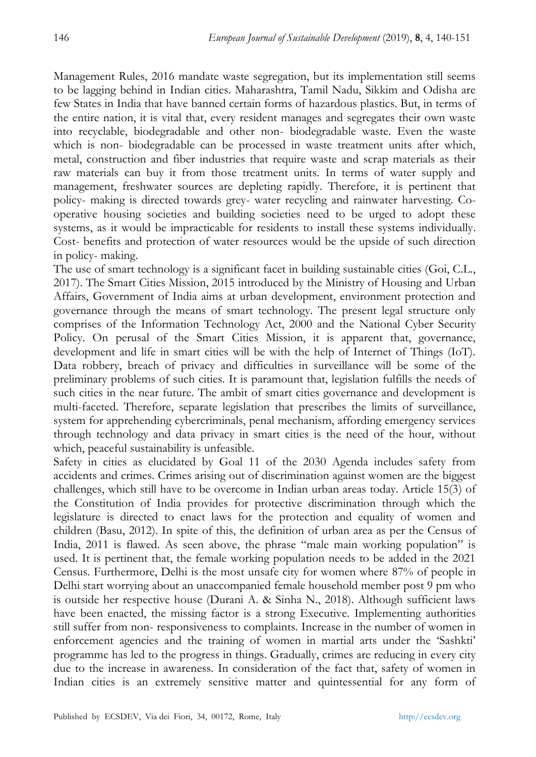Management Rules, 2016 mandate waste segregation, but its implementation still seems to be lagging behind in Indian cities. Maharashtra, Tamil Nadu, Sikkim and Odisha are few States in India that have banned certain forms of hazardous plastics. But, in terms of the entire nation, it is vital that, every resident manages and segregates their own waste into recyclable, biodegradable and other non- biodegradable waste. Even the waste which is non- biodegradable can be processed in waste treatment units after which, metal, construction and fiber industries that require waste and scrap materials as their raw materials can buy it from those treatment units. In terms of water supply and management, freshwater sources are depleting rapidly. Therefore, it is pertinent that policy- making is directed towards grey- water recycling and rainwater harvesting. Co-operative housing societies and building societies need to be urged to adopt these systems, as it would be impracticable for residents to install these systems individually. Cost- benefits and protection of water resources would be the upside of such direction in policy- making.

The use of smart technology is a significant facet in building sustainable cities (Goi, C.L., 2017). The Smart Cities Mission, 2015 introduced by the Ministry of Housing and Urban Affairs, Government of India aims at urban development, environment protection and governance through the means of smart technology. The present legal structure only comprises of the Information Technology Act, 2000 and the National Cyber Security Policy. On perusal of the Smart Cities Mission, it is apparent that, governance, development and life in smart cities will be with the help of Internet of Things (IoT). Data robbery, breach of privacy and difficulties in surveillance will be some of the preliminary problems of such cities. It is paramount that, legislation fulfills the needs of such cities in the near future. The ambit of smart cities governance and development is multi-faceted. Therefore, separate legislation that prescribes the limits of surveillance, system for apprehending cybercriminals, penal mechanism, affording emergency services through technology and data privacy in smart cities is the need of the hour, without which, peaceful sustainability is unfeasible.

Safety in cities as elucidated by Goal 11 of the 2030 Agenda includes safety from accidents and crimes. Crimes arising out of discrimination against women are the biggest challenges, which still have to be overcome in Indian urban areas today. Article 15(3) of the Constitution of India provides for protective discrimination through which the legislature is directed to enact laws for the protection and equality of women and children (Basu, 2012). In spite of this, the definition of urban area as per the Census of India, 2011 is flawed. As seen above, the phrase "male main working population" is used. It is pertinent that, the female working population needs to be added in the 2021 Census. Furthermore, Delhi is the most unsafe city for women where 87% of people in Delhi start worrying about an unaccompanied female household member post 9 pm who is outside her respective house (Durani A. & Sinha N., 2018). Although sufficient laws have been enacted, the missing factor is a strong Executive. Implementing authorities still suffer from non- responsiveness to complaints. Increase in the number of women in enforcement agencies and the training of women in martial arts under the 'Sashkti' programme has led to the progress in things. Gradually, crimes are reducing in every city due to the increase in awareness. In consideration of the fact that, safety of women in Indian cities is an extremely sensitive matter and quintessential for any form of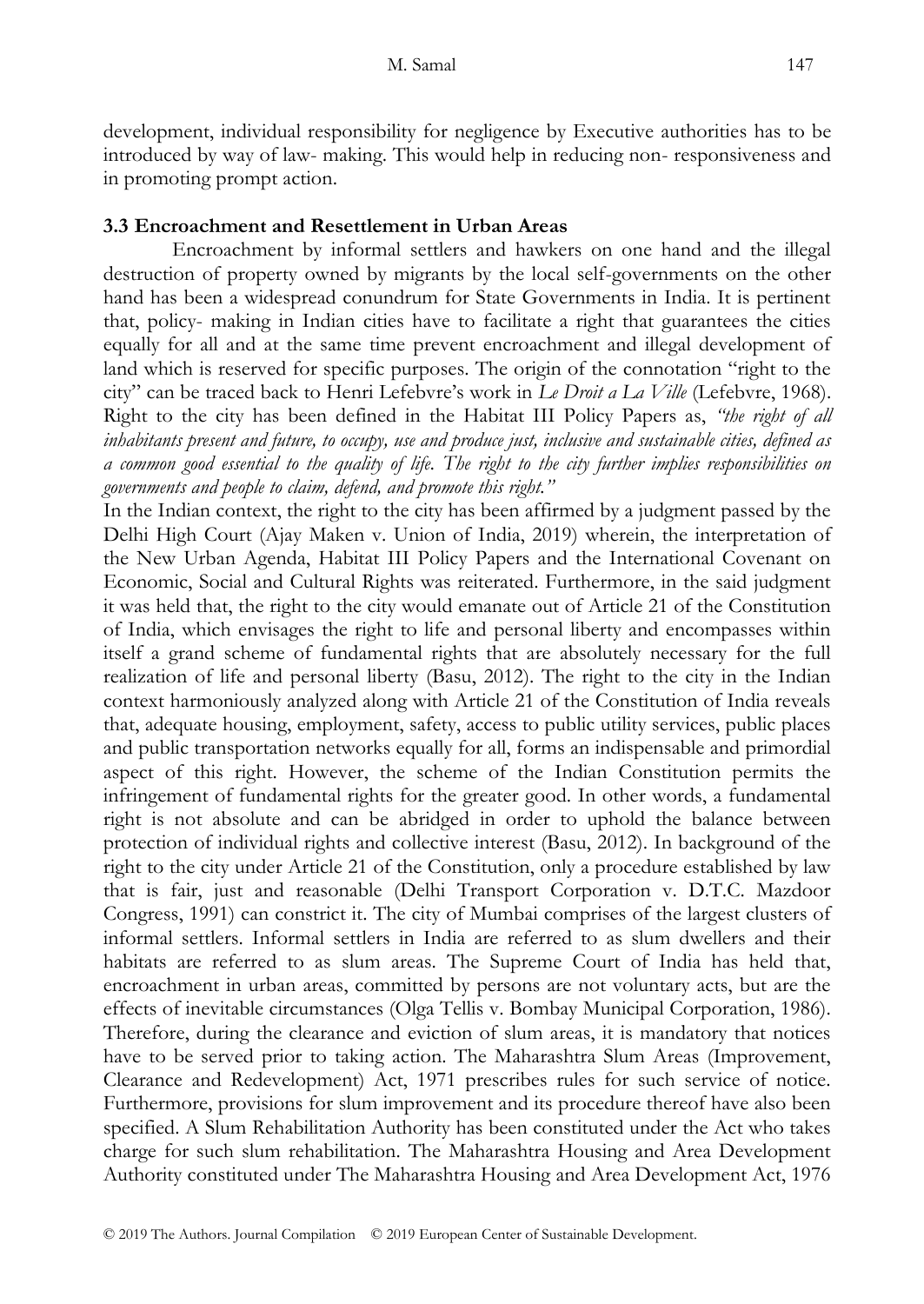development, individual responsibility for negligence by Executive authorities has to be introduced by way of law- making. This would help in reducing non- responsiveness and in promoting prompt action.

### 3.3 Encroachment and Resettlement in Urban Areas

Encroachment by informal settlers and hawkers on one hand and the illegal destruction of property owned by migrants by the local self-governments on the other hand has been a widespread conundrum for State Governments in India. It is pertinent that, policy- making in Indian cities have to facilitate a right that guarantees the cities equally for all and at the same time prevent encroachment and illegal development of land which is reserved for specific purposes. The origin of the connotation "right to the city" can be traced back to Henri Lefebvre's work in *Le Droit a La Ville* (Lefebvre, 1968). Right to the city has been defined in the Habitat III Policy Papers as, *"the right of all inhabitants present and future, to occupy, use and produce just, inclusive and sustainable cities, defined as a common good essential to the quality of life. The right to the city further implies responsibilities on governments and people to claim, defend, and promote this right."*

In the Indian context, the right to the city has been affirmed by a judgment passed by the Delhi High Court (Ajay Maken v. Union of India, 2019) wherein, the interpretation of the New Urban Agenda, Habitat III Policy Papers and the International Covenant on Economic, Social and Cultural Rights was reiterated. Furthermore, in the said judgment it was held that, the right to the city would emanate out of Article 21 of the Constitution of India, which envisages the right to life and personal liberty and encompasses within itself a grand scheme of fundamental rights that are absolutely necessary for the full realization of life and personal liberty (Basu, 2012). The right to the city in the Indian context harmoniously analyzed along with Article 21 of the Constitution of India reveals that, adequate housing, employment, safety, access to public utility services, public places and public transportation networks equally for all, forms an indispensable and primordial aspect of this right. However, the scheme of the Indian Constitution permits the infringement of fundamental rights for the greater good. In other words, a fundamental right is not absolute and can be abridged in order to uphold the balance between protection of individual rights and collective interest (Basu, 2012). In background of the right to the city under Article 21 of the Constitution, only a procedure established by law that is fair, just and reasonable (Delhi Transport Corporation v. D.T.C. Mazdoor Congress, 1991) can constrict it. The city of Mumbai comprises of the largest clusters of informal settlers. Informal settlers in India are referred to as slum dwellers and their habitats are referred to as slum areas. The Supreme Court of India has held that, encroachment in urban areas, committed by persons are not voluntary acts, but are the effects of inevitable circumstances (Olga Tellis v. Bombay Municipal Corporation, 1986). Therefore, during the clearance and eviction of slum areas, it is mandatory that notices have to be served prior to taking action. The Maharashtra Slum Areas (Improvement, Clearance and Redevelopment) Act, 1971 prescribes rules for such service of notice. Furthermore, provisions for slum improvement and its procedure thereof have also been specified. A Slum Rehabilitation Authority has been constituted under the Act who takes charge for such slum rehabilitation. The Maharashtra Housing and Area Development Authority constituted under The Maharashtra Housing and Area Development Act, 1976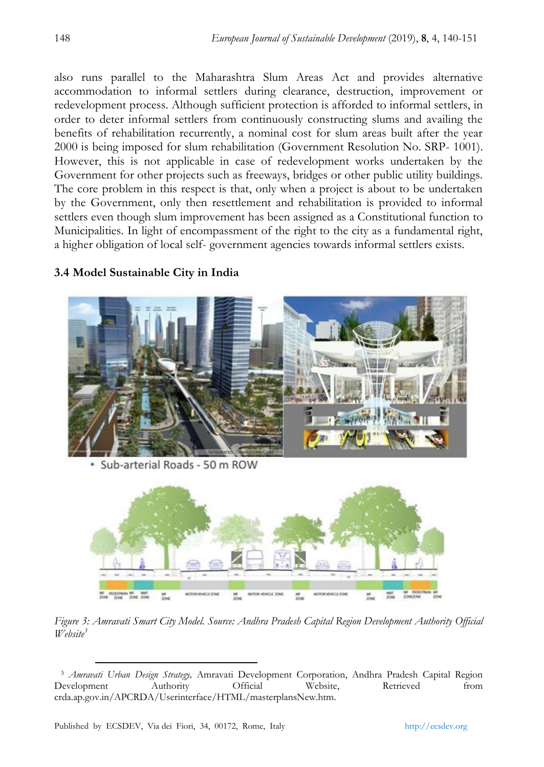also runs parallel to the Maharashtra Slum Areas Act and provides alternative accommodation to informal settlers during clearance, destruction, improvement or redevelopment process. Although sufficient protection is afforded to informal settlers, in order to deter informal settlers from continuously constructing slums and availing the benefits of rehabilitation recurrently, a nominal cost for slum areas built after the year 2000 is being imposed for slum rehabilitation (Government Resolution No. SRP- 1001). However, this is not applicable in case of redevelopment works undertaken by the Government for other projects such as freeways, bridges or other public utility buildings. The core problem in this respect is that, only when a project is about to be undertaken by the Government, only then resettlement and rehabilitation is provided to informal settlers even though slum improvement has been assigned as a Constitutional function to Municipalities. In light of encompassment of the right to the city as a fundamental right, a higher obligation of local self- government agencies towards informal settlers exists.

### 3.4 Model Sustainable City in India

*Figure 3: Amravati Smart City Model. Source: Andhra Pradesh Capital Region Development Authority Official Website[3]*

[3] *Amravati Urban Design Strategy,* Amravati Development Corporation, Andhra Pradesh Capital Region Development Authority Official Website, Retrieved from crda.ap.gov.in/APCRDA/Userinterface/HTML/masterplansNew.htm.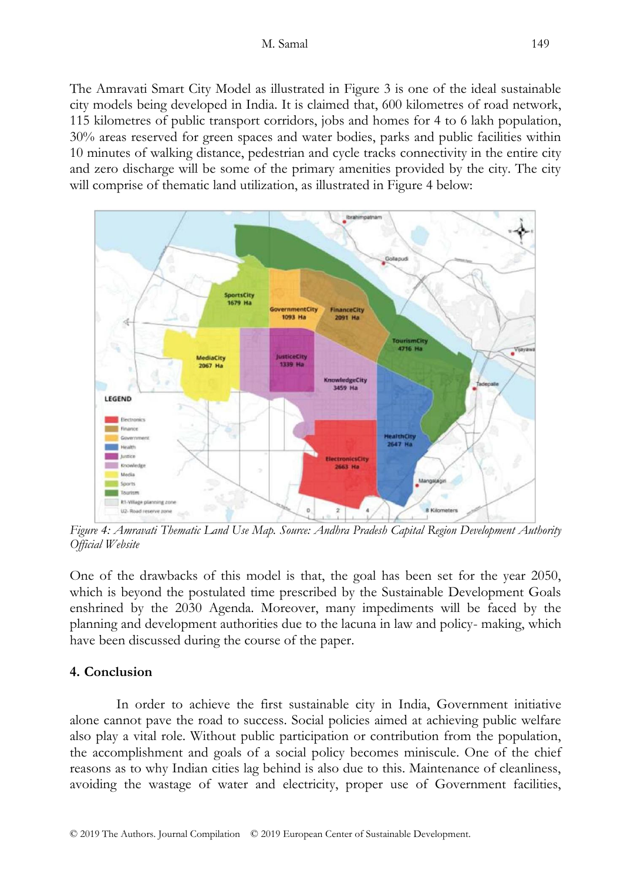The Amravati Smart City Model as illustrated in Figure 3 is one of the ideal sustainable city models being developed in India. It is claimed that, 600 kilometres of road network, 115 kilometres of public transport corridors, jobs and homes for 4 to 6 lakh population, 30% areas reserved for green spaces and water bodies, parks and public facilities within 10 minutes of walking distance, pedestrian and cycle tracks connectivity in the entire city and zero discharge will be some of the primary amenities provided by the city. The city will comprise of thematic land utilization, as illustrated in Figure 4 below:

*Figure 4: Amravati Thematic Land Use Map. Source: Andhra Pradesh Capital Region Development Authority Official Website*

One of the drawbacks of this model is that, the goal has been set for the year 2050, which is beyond the postulated time prescribed by the Sustainable Development Goals enshrined by the 2030 Agenda. Moreover, many impediments will be faced by the planning and development authorities due to the lacuna in law and policy- making, which have been discussed during the course of the paper.

## 4. Conclusion

In order to achieve the first sustainable city in India, Government initiative alone cannot pave the road to success. Social policies aimed at achieving public welfare also play a vital role. Without public participation or contribution from the population, the accomplishment and goals of a social policy becomes miniscule. One of the chief reasons as to why Indian cities lag behind is also due to this. Maintenance of cleanliness, avoiding the wastage of water and electricity, proper use of Government facilities,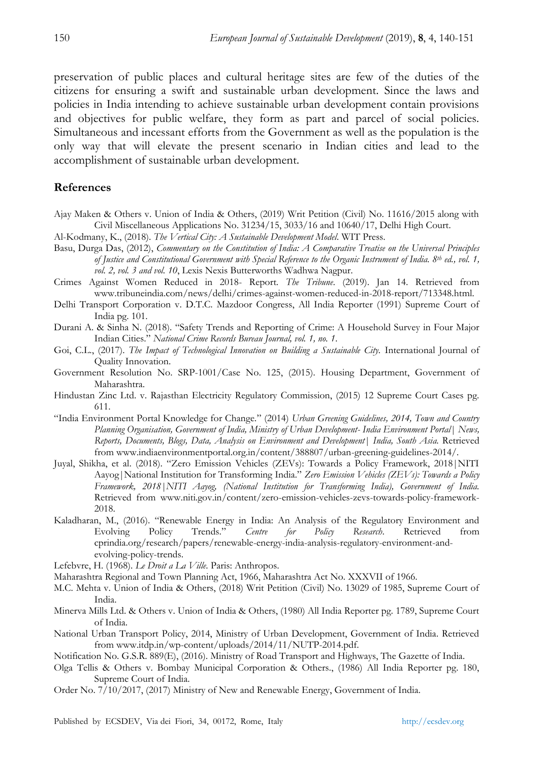preservation of public places and cultural heritage sites are few of the duties of the citizens for ensuring a swift and sustainable urban development. Since the laws and policies in India intending to achieve sustainable urban development contain provisions and objectives for public welfare, they form as part and parcel of social policies. Simultaneous and incessant efforts from the Government as well as the population is the only way that will elevate the present scenario in Indian cities and lead to the accomplishment of sustainable urban development.

## References

Ajay Maken & Others v. Union of India & Others, (2019) Writ Petition (Civil) No. 11616/2015 along with Civil Miscellaneous Applications No. 31234/15, 3033/16 and 10640/17, Delhi High Court.

Al-Kodmany, K., (2018). *The Vertical City: A Sustainable Development Model*. WIT Press.

Basu, Durga Das, (2012), *Commentary on the Constitution of India: A Comparative Treatise on the Universal Principles of Justice and Constitutional Government with Special Reference to the Organic Instrument of India. 8th ed., vol. 1, vol. 2, vol. 3 and vol. 10*, Lexis Nexis Butterworths Wadhwa Nagpur.

Crimes Against Women Reduced in 2018- Report. *The Tribune*. (2019). Jan 14. Retrieved from www.tribuneindia.com/news/delhi/crimes-against-women-reduced-in-2018-report/713348.html.

Delhi Transport Corporation v. D.T.C. Mazdoor Congress, All India Reporter (1991) Supreme Court of India pg. 101.

Durani A. & Sinha N. (2018). "Safety Trends and Reporting of Crime: A Household Survey in Four Major Indian Cities." *National Crime Records Bureau Journal, vol. 1, no. 1*.

Goi, C.L., (2017). *The Impact of Technological Innovation on Building a Sustainable City*. International Journal of Quality Innovation.

Government Resolution No. SRP-1001/Case No. 125, (2015). Housing Department, Government of Maharashtra.

Hindustan Zinc Ltd. v. Rajasthan Electricity Regulatory Commission, (2015) 12 Supreme Court Cases pg. 611.

"India Environment Portal Knowledge for Change." (2014) *Urban Greening Guidelines, 2014, Town and Country Planning Organisation, Government of India, Ministry of Urban Development- India Environment Portal| News, Reports, Documents, Blogs, Data, Analysis on Environment and Development| India, South Asia*. Retrieved from www.indiaenvironmentportal.org.in/content/388807/urban-greening-guidelines-2014/.

Juyal, Shikha, et al. (2018). "Zero Emission Vehicles (ZEVs): Towards a Policy Framework, 2018|NITI Aayog|National Institution for Transforming India." *Zero Emission Vehicles (ZEVs): Towards a Policy Framework, 2018|NITI Aayog, (National Institution for Transforming India), Government of India*. Retrieved from www.niti.gov.in/content/zero-emission-vehicles-zevs-towards-policy-framework-2018.

Kaladharan, M., (2016). "Renewable Energy in India: An Analysis of the Regulatory Environment and Evolving Policy Trends." *Centre for Policy Research*. Retrieved from cprindia.org/research/papers/renewable-energy-india-analysis-regulatory-environment-and-evolving-policy-trends.

Lefebvre, H. (1968). *Le Droit a La Ville*. Paris: Anthropos.

Maharashtra Regional and Town Planning Act, 1966, Maharashtra Act No. XXXVII of 1966.

M.C. Mehta v. Union of India & Others, (2018) Writ Petition (Civil) No. 13029 of 1985, Supreme Court of India.

Minerva Mills Ltd. & Others v. Union of India & Others, (1980) All India Reporter pg. 1789, Supreme Court of India.

National Urban Transport Policy, 2014, Ministry of Urban Development, Government of India. Retrieved from www.itdp.in/wp-content/uploads/2014/11/NUTP-2014.pdf.

Notification No. G.S.R. 889(E), (2016). Ministry of Road Transport and Highways, The Gazette of India.

Olga Tellis & Others v. Bombay Municipal Corporation & Others., (1986) All India Reporter pg. 180, Supreme Court of India.

Order No. 7/10/2017, (2017) Ministry of New and Renewable Energy, Government of India.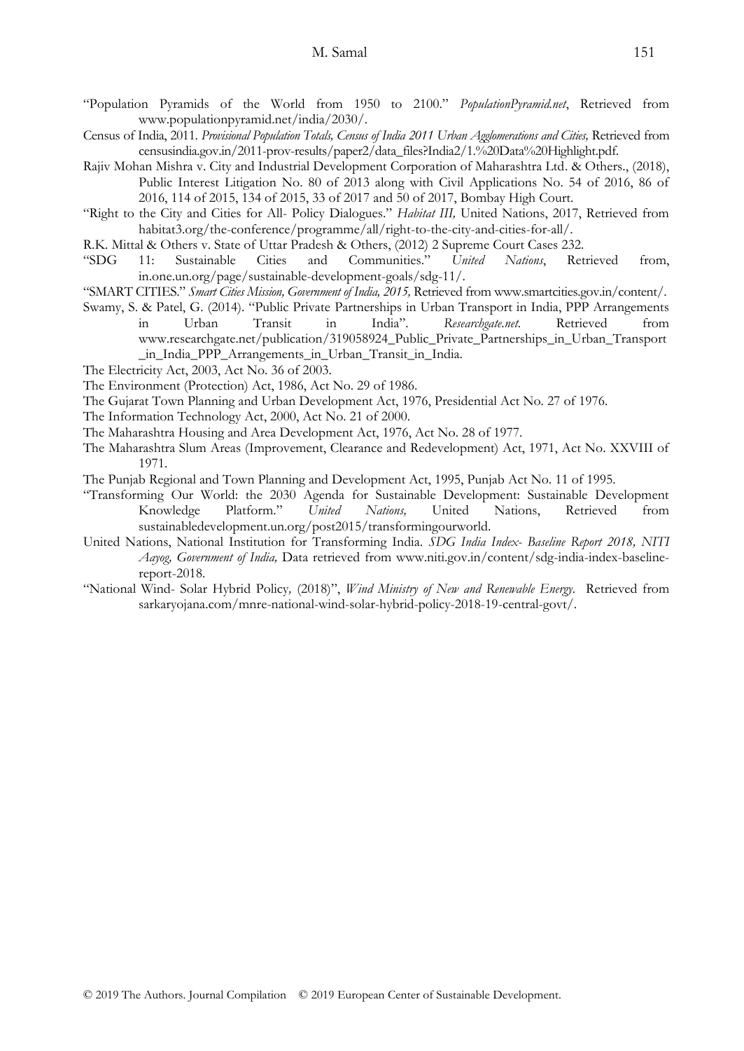"Population Pyramids of the World from 1950 to 2100." *PopulationPyramid.net*, Retrieved from www.populationpyramid.net/india/2030/.

Census of India, 2011. *Provisional Population Totals, Census of India 2011 Urban Agglomerations and Cities,* Retrieved from censusindia.gov.in/2011-prov-results/paper2/data_files?India2/1.%20Data%20Highlight.pdf.

Rajiv Mohan Mishra v. City and Industrial Development Corporation of Maharashtra Ltd. & Others., (2018), Public Interest Litigation No. 80 of 2013 along with Civil Applications No. 54 of 2016, 86 of 2016, 114 of 2015, 134 of 2015, 33 of 2017 and 50 of 2017, Bombay High Court.

"Right to the City and Cities for All- Policy Dialogues." *Habitat III,* United Nations, 2017, Retrieved from habitat3.org/the-conference/programme/all/right-to-the-city-and-cities-for-all/.

R.K. Mittal & Others v. State of Uttar Pradesh & Others, (2012) 2 Supreme Court Cases 232.

"SDG 11: Sustainable Cities and Communities." *United Nations*, Retrieved from, in.one.un.org/page/sustainable-development-goals/sdg-11/.

"SMART CITIES." *Smart Cities Mission, Government of India, 2015,* Retrieved from www.smartcities.gov.in/content/.

Swamy, S. & Patel, G. (2014). "Public Private Partnerships in Urban Transport in India, PPP Arrangements in Urban Transit in India". *Researchgate.net*. Retrieved from www.researchgate.net/publication/319058924_Public_Private_Partnerships_in_Urban_Transport_in_India_PPP_Arrangements_in_Urban_Transit_in_India.

The Electricity Act, 2003, Act No. 36 of 2003.

The Environment (Protection) Act, 1986, Act No. 29 of 1986.

The Gujarat Town Planning and Urban Development Act, 1976, Presidential Act No. 27 of 1976.

The Information Technology Act, 2000, Act No. 21 of 2000.

The Maharashtra Housing and Area Development Act, 1976, Act No. 28 of 1977.

The Maharashtra Slum Areas (Improvement, Clearance and Redevelopment) Act, 1971, Act No. XXVIII of 1971.

The Punjab Regional and Town Planning and Development Act, 1995, Punjab Act No. 11 of 1995.

"Transforming Our World: the 2030 Agenda for Sustainable Development: Sustainable Development Knowledge Platform." *United Nations,* United Nations, Retrieved from sustainabledevelopment.un.org/post2015/transformingourworld.

United Nations, National Institution for Transforming India. *SDG India Index- Baseline Report 2018, NITI Aayog, Government of India,* Data retrieved from www.niti.gov.in/content/sdg-india-index-baseline-report-2018.

"National Wind- Solar Hybrid Policy*,* (2018)", *Wind Ministry of New and Renewable Energy*. Retrieved from sarkaryojana.com/mnre-national-wind-solar-hybrid-policy-2018-19-central-govt/.